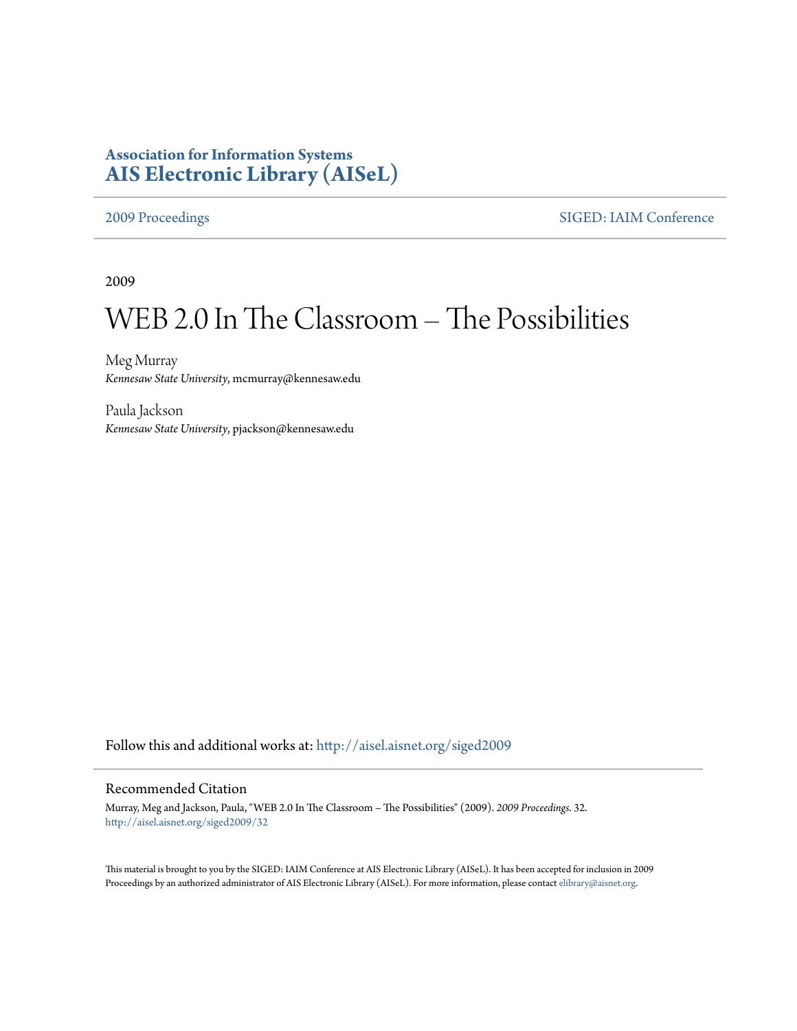**Association for Information Systems**
**AIS Electronic Library (AISeL)**

2009 Proceedings | SIGED: IAIM Conference
--- | ---

2009

# WEB 2.0 In The Classroom – The Possibilities

Meg Murray
*Kennesaw State University*, mcmurray@kennesaw.edu

Paula Jackson
*Kennesaw State University*, pjackson@kennesaw.edu

Follow this and additional works at: http://aisel.aisnet.org/siged2009

## Recommended Citation

Murray, Meg and Jackson, Paula, "WEB 2.0 In The Classroom – The Possibilities" (2009). *2009 Proceedings*. 32.
http://aisel.aisnet.org/siged2009/32

This material is brought to you by the SIGED: IAIM Conference at AIS Electronic Library (AISeL). It has been accepted for inclusion in 2009 Proceedings by an authorized administrator of AIS Electronic Library (AISeL). For more information, please contact elibrary@aisnet.org.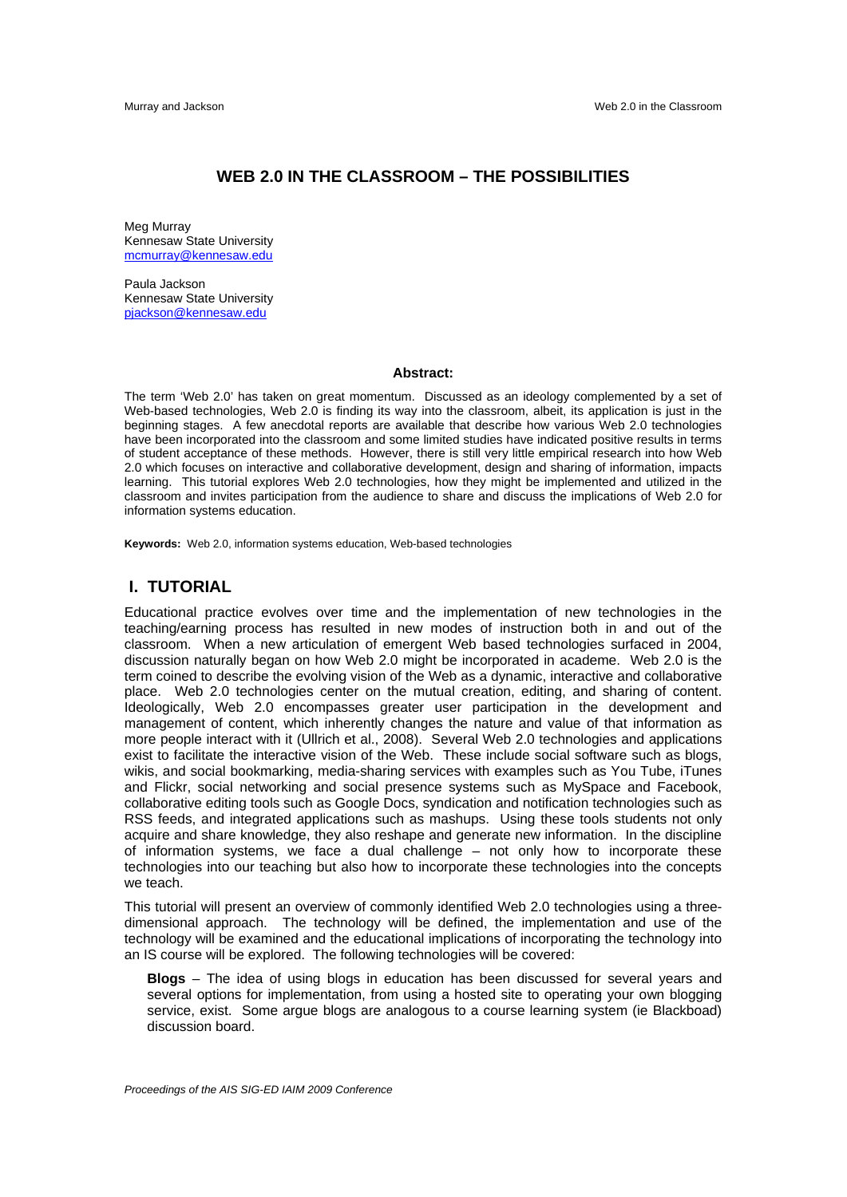# WEB 2.0 IN THE CLASSROOM – THE POSSIBILITIES

Meg Murray
Kennesaw State University
mcmurray@kennesaw.edu

Paula Jackson
Kennesaw State University
pjackson@kennesaw.edu

**Abstract:**

The term 'Web 2.0' has taken on great momentum. Discussed as an ideology complemented by a set of Web-based technologies, Web 2.0 is finding its way into the classroom, albeit, its application is just in the beginning stages. A few anecdotal reports are available that describe how various Web 2.0 technologies have been incorporated into the classroom and some limited studies have indicated positive results in terms of student acceptance of these methods. However, there is still very little empirical research into how Web 2.0 which focuses on interactive and collaborative development, design and sharing of information, impacts learning. This tutorial explores Web 2.0 technologies, how they might be implemented and utilized in the classroom and invites participation from the audience to share and discuss the implications of Web 2.0 for information systems education.

**Keywords:** Web 2.0, information systems education, Web-based technologies

## I. TUTORIAL

Educational practice evolves over time and the implementation of new technologies in the teaching/earning process has resulted in new modes of instruction both in and out of the classroom. When a new articulation of emergent Web based technologies surfaced in 2004, discussion naturally began on how Web 2.0 might be incorporated in academe. Web 2.0 is the term coined to describe the evolving vision of the Web as a dynamic, interactive and collaborative place. Web 2.0 technologies center on the mutual creation, editing, and sharing of content. Ideologically, Web 2.0 encompasses greater user participation in the development and management of content, which inherently changes the nature and value of that information as more people interact with it (Ullrich et al., 2008). Several Web 2.0 technologies and applications exist to facilitate the interactive vision of the Web. These include social software such as blogs, wikis, and social bookmarking, media-sharing services with examples such as You Tube, iTunes and Flickr, social networking and social presence systems such as MySpace and Facebook, collaborative editing tools such as Google Docs, syndication and notification technologies such as RSS feeds, and integrated applications such as mashups. Using these tools students not only acquire and share knowledge, they also reshape and generate new information. In the discipline of information systems, we face a dual challenge – not only how to incorporate these technologies into our teaching but also how to incorporate these technologies into the concepts we teach.

This tutorial will present an overview of commonly identified Web 2.0 technologies using a three-dimensional approach. The technology will be defined, the implementation and use of the technology will be examined and the educational implications of incorporating the technology into an IS course will be explored. The following technologies will be covered:

**Blogs** – The idea of using blogs in education has been discussed for several years and several options for implementation, from using a hosted site to operating your own blogging service, exist. Some argue blogs are analogous to a course learning system (ie Blackboad) discussion board.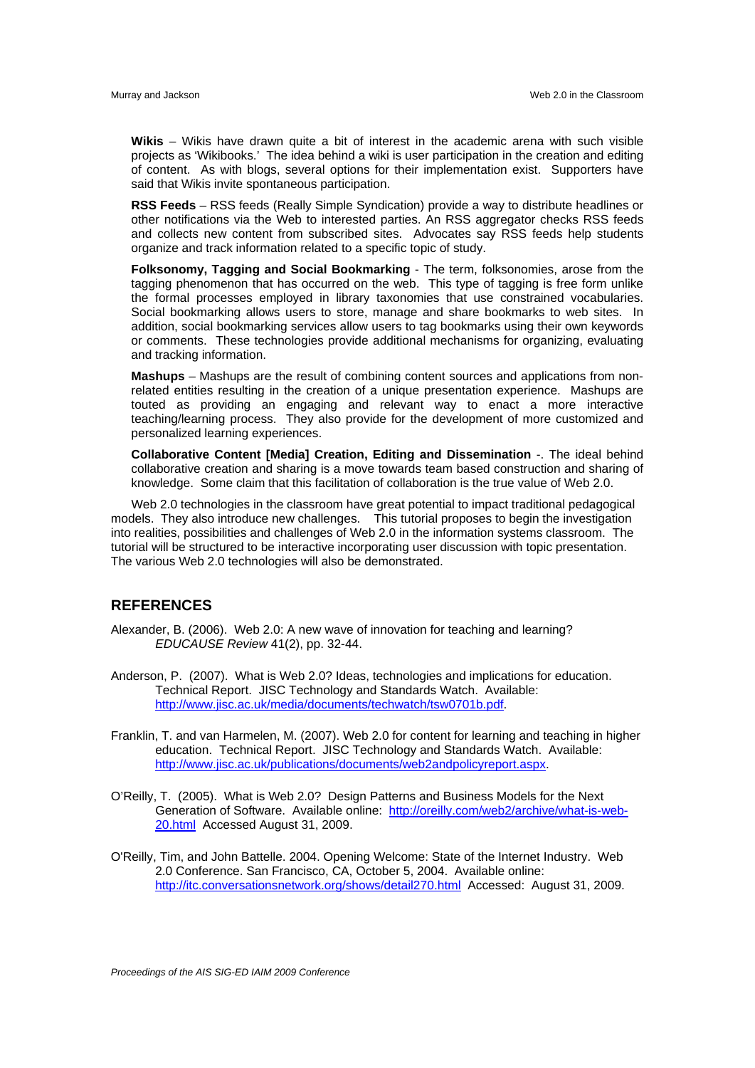**Wikis** – Wikis have drawn quite a bit of interest in the academic arena with such visible projects as 'Wikibooks.' The idea behind a wiki is user participation in the creation and editing of content. As with blogs, several options for their implementation exist. Supporters have said that Wikis invite spontaneous participation.

**RSS Feeds** – RSS feeds (Really Simple Syndication) provide a way to distribute headlines or other notifications via the Web to interested parties. An RSS aggregator checks RSS feeds and collects new content from subscribed sites. Advocates say RSS feeds help students organize and track information related to a specific topic of study.

**Folksonomy, Tagging and Social Bookmarking** - The term, folksonomies, arose from the tagging phenomenon that has occurred on the web. This type of tagging is free form unlike the formal processes employed in library taxonomies that use constrained vocabularies. Social bookmarking allows users to store, manage and share bookmarks to web sites. In addition, social bookmarking services allow users to tag bookmarks using their own keywords or comments. These technologies provide additional mechanisms for organizing, evaluating and tracking information.

**Mashups** – Mashups are the result of combining content sources and applications from non-related entities resulting in the creation of a unique presentation experience. Mashups are touted as providing an engaging and relevant way to enact a more interactive teaching/learning process. They also provide for the development of more customized and personalized learning experiences.

**Collaborative Content [Media] Creation, Editing and Dissemination** -. The ideal behind collaborative creation and sharing is a move towards team based construction and sharing of knowledge. Some claim that this facilitation of collaboration is the true value of Web 2.0.

Web 2.0 technologies in the classroom have great potential to impact traditional pedagogical models. They also introduce new challenges. This tutorial proposes to begin the investigation into realities, possibilities and challenges of Web 2.0 in the information systems classroom. The tutorial will be structured to be interactive incorporating user discussion with topic presentation. The various Web 2.0 technologies will also be demonstrated.

## REFERENCES

Alexander, B. (2006). Web 2.0: A new wave of innovation for teaching and learning? *EDUCAUSE Review* 41(2), pp. 32-44.

Anderson, P. (2007). What is Web 2.0? Ideas, technologies and implications for education. Technical Report. JISC Technology and Standards Watch. Available: http://www.jisc.ac.uk/media/documents/techwatch/tsw0701b.pdf.

Franklin, T. and van Harmelen, M. (2007). Web 2.0 for content for learning and teaching in higher education. Technical Report. JISC Technology and Standards Watch. Available: http://www.jisc.ac.uk/publications/documents/web2andpolicyreport.aspx.

O'Reilly, T. (2005). What is Web 2.0? Design Patterns and Business Models for the Next Generation of Software. Available online: http://oreilly.com/web2/archive/what-is-web-20.html Accessed August 31, 2009.

O'Reilly, Tim, and John Battelle. 2004. Opening Welcome: State of the Internet Industry. Web 2.0 Conference. San Francisco, CA, October 5, 2004. Available online: http://itc.conversationsnetwork.org/shows/detail270.html Accessed: August 31, 2009.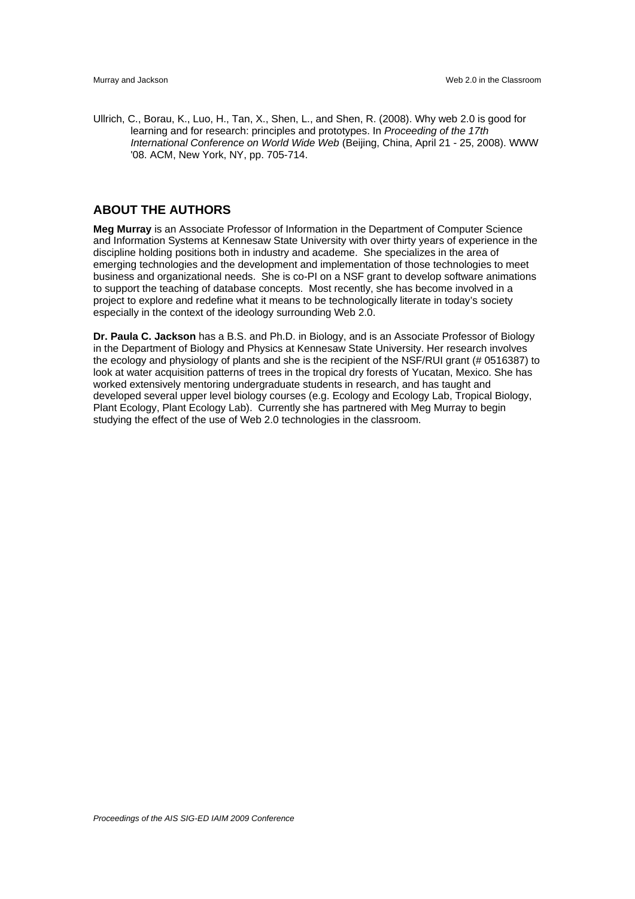Ullrich, C., Borau, K., Luo, H., Tan, X., Shen, L., and Shen, R. (2008). Why web 2.0 is good for learning and for research: principles and prototypes. In *Proceeding of the 17th International Conference on World Wide Web* (Beijing, China, April 21 - 25, 2008). WWW '08. ACM, New York, NY, pp. 705-714.

## ABOUT THE AUTHORS

**Meg Murray** is an Associate Professor of Information in the Department of Computer Science and Information Systems at Kennesaw State University with over thirty years of experience in the discipline holding positions both in industry and academe. She specializes in the area of emerging technologies and the development and implementation of those technologies to meet business and organizational needs. She is co-PI on a NSF grant to develop software animations to support the teaching of database concepts. Most recently, she has become involved in a project to explore and redefine what it means to be technologically literate in today's society especially in the context of the ideology surrounding Web 2.0.

**Dr. Paula C. Jackson** has a B.S. and Ph.D. in Biology, and is an Associate Professor of Biology in the Department of Biology and Physics at Kennesaw State University. Her research involves the ecology and physiology of plants and she is the recipient of the NSF/RUI grant (# 0516387) to look at water acquisition patterns of trees in the tropical dry forests of Yucatan, Mexico. She has worked extensively mentoring undergraduate students in research, and has taught and developed several upper level biology courses (e.g. Ecology and Ecology Lab, Tropical Biology, Plant Ecology, Plant Ecology Lab). Currently she has partnered with Meg Murray to begin studying the effect of the use of Web 2.0 technologies in the classroom.